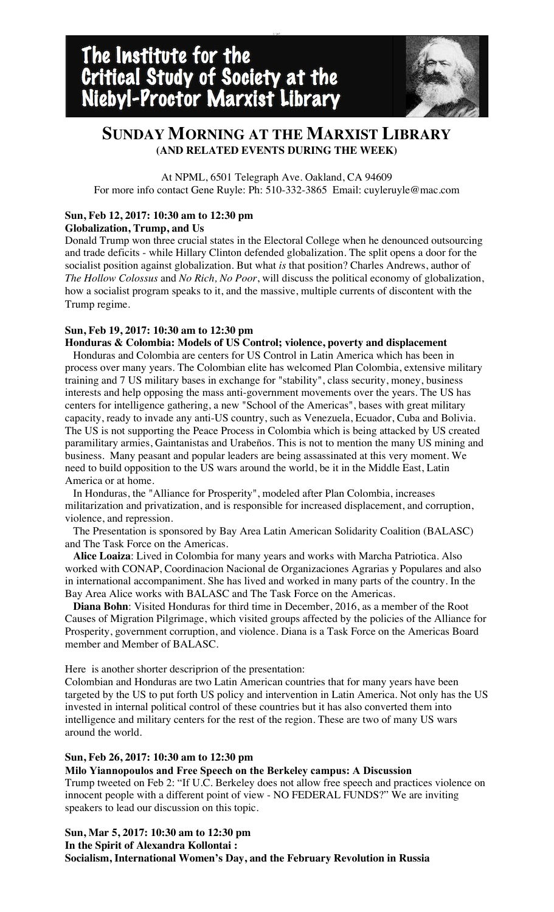# The Institute for the Critical Study of Society at the Niebyl-Proctor Marxist Library

## SUNDAY MORNING AT THE MARXIST LIBRARY
### (AND RELATED EVENTS DURING THE WEEK)

At NPML, 6501 Telegraph Ave. Oakland, CA 94609
For more info contact Gene Ruyle: Ph: 510-332-3865 Email: cuyleruyle@mac.com

**Sun, Feb 12, 2017: 10:30 am to 12:30 pm**
**Globalization, Trump, and Us**

Donald Trump won three crucial states in the Electoral College when he denounced outsourcing and trade deficits - while Hillary Clinton defended globalization. The split opens a door for the socialist position against globalization. But what *is* that position? Charles Andrews, author of *The Hollow Colossus* and *No Rich, No Poor*, will discuss the political economy of globalization, how a socialist program speaks to it, and the massive, multiple currents of discontent with the Trump regime.

**Sun, Feb 19, 2017: 10:30 am to 12:30 pm**
**Honduras & Colombia: Models of US Control; violence, poverty and displacement**

Honduras and Colombia are centers for US Control in Latin America which has been in process over many years. The Colombian elite has welcomed Plan Colombia, extensive military training and 7 US military bases in exchange for "stability", class security, money, business interests and help opposing the mass anti-government movements over the years. The US has centers for intelligence gathering, a new "School of the Americas", bases with great military capacity, ready to invade any anti-US country, such as Venezuela, Ecuador, Cuba and Bolivia. The US is not supporting the Peace Process in Colombia which is being attacked by US created paramilitary armies, Gaintanistas and Urabeños. This is not to mention the many US mining and business. Many peasant and popular leaders are being assassinated at this very moment. We need to build opposition to the US wars around the world, be it in the Middle East, Latin America or at home.

In Honduras, the "Alliance for Prosperity", modeled after Plan Colombia, increases militarization and privatization, and is responsible for increased displacement, and corruption, violence, and repression.

The Presentation is sponsored by Bay Area Latin American Solidarity Coalition (BALASC) and The Task Force on the Americas.

**Alice Loaiza**: Lived in Colombia for many years and works with Marcha Patriotica. Also worked with CONAP, Coordinacion Nacional de Organizaciones Agrarias y Populares and also in international accompaniment. She has lived and worked in many parts of the country. In the Bay Area Alice works with BALASC and The Task Force on the Americas.

**Diana Bohn**: Visited Honduras for third time in December, 2016, as a member of the Root Causes of Migration Pilgrimage, which visited groups affected by the policies of the Alliance for Prosperity, government corruption, and violence. Diana is a Task Force on the Americas Board member and Member of BALASC.

Here is another shorter descriprion of the presentation:
Colombian and Honduras are two Latin American countries that for many years have been targeted by the US to put forth US policy and intervention in Latin America. Not only has the US invested in internal political control of these countries but it has also converted them into intelligence and military centers for the rest of the region. These are two of many US wars around the world.

**Sun, Feb 26, 2017: 10:30 am to 12:30 pm**
**Milo Yiannopoulos and Free Speech on the Berkeley campus: A Discussion**

Trump tweeted on Feb 2: "If U.C. Berkeley does not allow free speech and practices violence on innocent people with a different point of view - NO FEDERAL FUNDS?" We are inviting speakers to lead our discussion on this topic.

**Sun, Mar 5, 2017: 10:30 am to 12:30 pm**
**In the Spirit of Alexandra Kollontai :**
**Socialism, International Women's Day, and the February Revolution in Russia**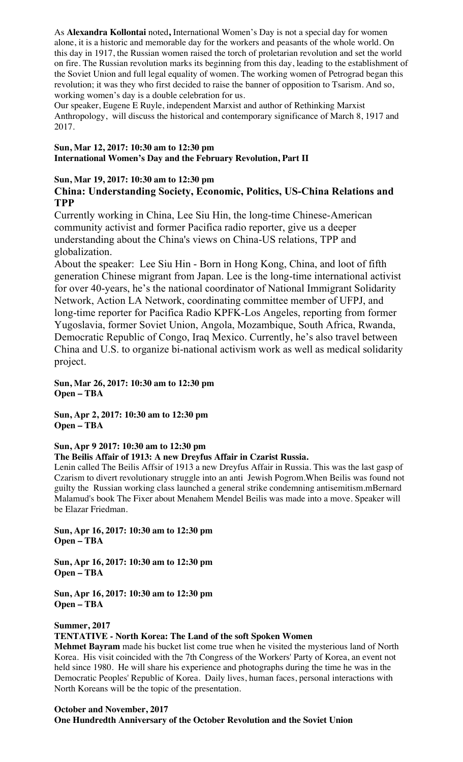As **Alexandra Kollontai** noted**,** International Women's Day is not a special day for women alone, it is a historic and memorable day for the workers and peasants of the whole world. On this day in 1917, the Russian women raised the torch of proletarian revolution and set the world on fire. The Russian revolution marks its beginning from this day, leading to the establishment of the Soviet Union and full legal equality of women. The working women of Petrograd began this revolution; it was they who first decided to raise the banner of opposition to Tsarism. And so, working women's day is a double celebration for us.

Our speaker, Eugene E Ruyle, independent Marxist and author of Rethinking Marxist Anthropology, will discuss the historical and contemporary significance of March 8, 1917 and 2017.

**Sun, Mar 12, 2017: 10:30 am to 12:30 pm**
**International Women's Day and the February Revolution, Part II**

**Sun, Mar 19, 2017: 10:30 am to 12:30 pm**
**China: Understanding Society, Economic, Politics, US-China Relations and TPP**

Currently working in China, Lee Siu Hin, the long-time Chinese-American community activist and former Pacifica radio reporter, give us a deeper understanding about the China's views on China-US relations, TPP and globalization.

About the speaker: Lee Siu Hin - Born in Hong Kong, China, and loot of fifth generation Chinese migrant from Japan. Lee is the long-time international activist for over 40-years, he's the national coordinator of National Immigrant Solidarity Network, Action LA Network, coordinating committee member of UFPJ, and long-time reporter for Pacifica Radio KPFK-Los Angeles, reporting from former Yugoslavia, former Soviet Union, Angola, Mozambique, South Africa, Rwanda, Democratic Republic of Congo, Iraq Mexico. Currently, he's also travel between China and U.S. to organize bi-national activism work as well as medical solidarity project.

**Sun, Mar 26, 2017: 10:30 am to 12:30 pm**
**Open – TBA**

**Sun, Apr 2, 2017: 10:30 am to 12:30 pm**
**Open – TBA**

**Sun, Apr 9 2017: 10:30 am to 12:30 pm**
**The Beilis Affair of 1913: A new Dreyfus Affair in Czarist Russia.**

Lenin called The Beilis Affsir of 1913 a new Dreyfus Affair in Russia. This was the last gasp of Czarism to divert revolutionary struggle into an anti Jewish Pogrom.When Beilis was found not guilty the Russian working class launched a general strike condemning antisemitism.mBernard Malamud's book The Fixer about Menahem Mendel Beilis was made into a move. Speaker will be Elazar Friedman.

**Sun, Apr 16, 2017: 10:30 am to 12:30 pm**
**Open – TBA**

**Sun, Apr 16, 2017: 10:30 am to 12:30 pm**
**Open – TBA**

**Sun, Apr 16, 2017: 10:30 am to 12:30 pm**
**Open – TBA**

**Summer, 2017**
**TENTATIVE - North Korea: The Land of the soft Spoken Women**

**Mehmet Bayram** made his bucket list come true when he visited the mysterious land of North Korea. His visit coincided with the 7th Congress of the Workers' Party of Korea, an event not held since 1980. He will share his experience and photographs during the time he was in the Democratic Peoples' Republic of Korea. Daily lives, human faces, personal interactions with North Koreans will be the topic of the presentation.

**October and November, 2017**
**One Hundredth Anniversary of the October Revolution and the Soviet Union**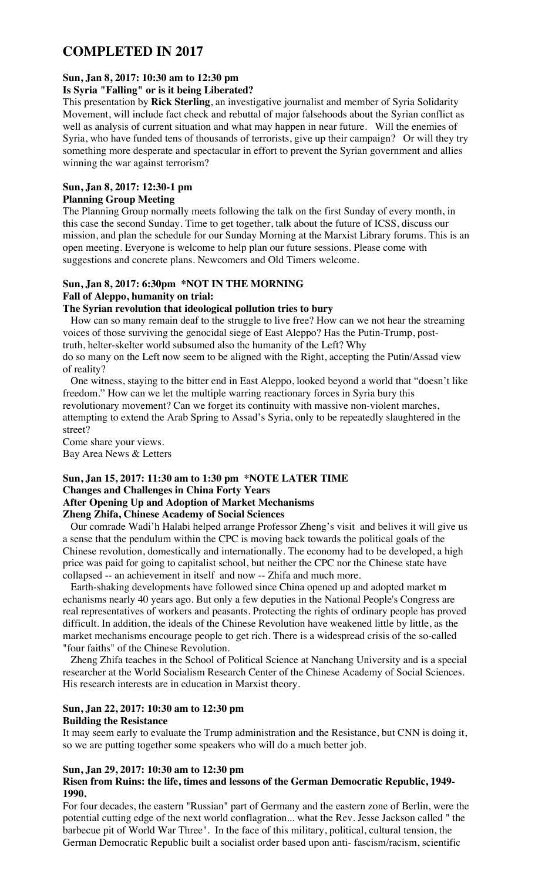# COMPLETED IN 2017

**Sun, Jan 8, 2017: 10:30 am to 12:30 pm**
**Is Syria "Falling" or is it being Liberated?**

This presentation by **Rick Sterling**, an investigative journalist and member of Syria Solidarity Movement, will include fact check and rebuttal of major falsehoods about the Syrian conflict as well as analysis of current situation and what may happen in near future. Will the enemies of Syria, who have funded tens of thousands of terrorists, give up their campaign? Or will they try something more desperate and spectacular in effort to prevent the Syrian government and allies winning the war against terrorism?

**Sun, Jan 8, 2017: 12:30-1 pm**
**Planning Group Meeting**

The Planning Group normally meets following the talk on the first Sunday of every month, in this case the second Sunday. Time to get together, talk about the future of ICSS, discuss our mission, and plan the schedule for our Sunday Morning at the Marxist Library forums. This is an open meeting. Everyone is welcome to help plan our future sessions. Please come with suggestions and concrete plans. Newcomers and Old Timers welcome.

**Sun, Jan 8, 2017: 6:30pm \*NOT IN THE MORNING**
**Fall of Aleppo, humanity on trial:**
**The Syrian revolution that ideological pollution tries to bury**

How can so many remain deaf to the struggle to live free? How can we not hear the streaming voices of those surviving the genocidal siege of East Aleppo? Has the Putin-Trump, post-truth, helter-skelter world subsumed also the humanity of the Left? Why do so many on the Left now seem to be aligned with the Right, accepting the Putin/Assad view of reality?

One witness, staying to the bitter end in East Aleppo, looked beyond a world that "doesn't like freedom." How can we let the multiple warring reactionary forces in Syria bury this revolutionary movement? Can we forget its continuity with massive non-violent marches, attempting to extend the Arab Spring to Assad's Syria, only to be repeatedly slaughtered in the street?

Come share your views.
Bay Area News & Letters

**Sun, Jan 15, 2017: 11:30 am to 1:30 pm \*NOTE LATER TIME**
**Changes and Challenges in China Forty Years**
**After Opening Up and Adoption of Market Mechanisms**
**Zheng Zhifa, Chinese Academy of Social Sciences**

Our comrade Wadi'h Halabi helped arrange Professor Zheng's visit and belives it will give us a sense that the pendulum within the CPC is moving back towards the political goals of the Chinese revolution, domestically and internationally. The economy had to be developed, a high price was paid for going to capitalist school, but neither the CPC nor the Chinese state have collapsed -- an achievement in itself and now -- Zhifa and much more.

Earth-shaking developments have followed since China opened up and adopted market m echanisms nearly 40 years ago. But only a few deputies in the National People's Congress are real representatives of workers and peasants. Protecting the rights of ordinary people has proved difficult. In addition, the ideals of the Chinese Revolution have weakened little by little, as the market mechanisms encourage people to get rich. There is a widespread crisis of the so-called "four faiths" of the Chinese Revolution.

Zheng Zhifa teaches in the School of Political Science at Nanchang University and is a special researcher at the World Socialism Research Center of the Chinese Academy of Social Sciences. His research interests are in education in Marxist theory.

**Sun, Jan 22, 2017: 10:30 am to 12:30 pm**
**Building the Resistance**

It may seem early to evaluate the Trump administration and the Resistance, but CNN is doing it, so we are putting together some speakers who will do a much better job.

**Sun, Jan 29, 2017: 10:30 am to 12:30 pm**
**Risen from Ruins: the life, times and lessons of the German Democratic Republic, 1949-1990.**

For four decades, the eastern "Russian" part of Germany and the eastern zone of Berlin, were the potential cutting edge of the next world conflagration... what the Rev. Jesse Jackson called " the barbecue pit of World War Three". In the face of this military, political, cultural tension, the German Democratic Republic built a socialist order based upon anti- fascism/racism, scientific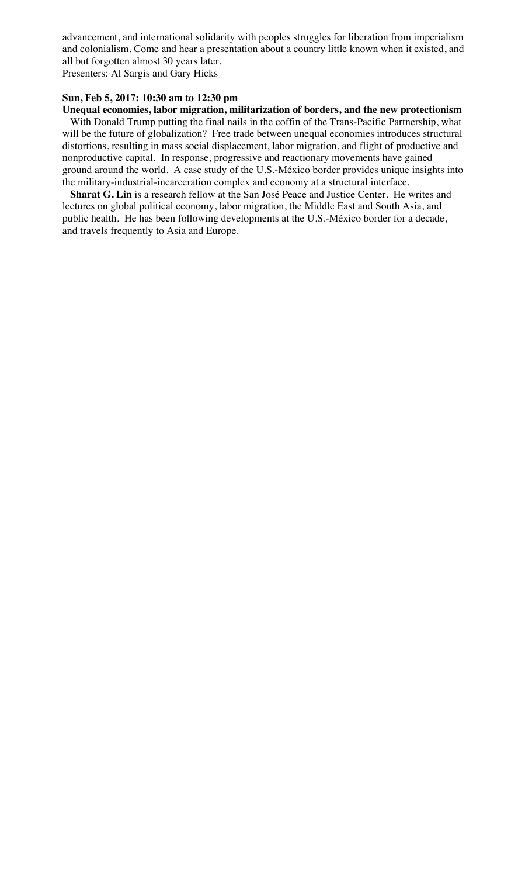advancement, and international solidarity with peoples struggles for liberation from imperialism and colonialism. Come and hear a presentation about a country little known when it existed, and all but forgotten almost 30 years later.
Presenters: Al Sargis and Gary Hicks

**Sun, Feb 5, 2017: 10:30 am to 12:30 pm**
**Unequal economies, labor migration, militarization of borders, and the new protectionism**

With Donald Trump putting the final nails in the coffin of the Trans-Pacific Partnership, what will be the future of globalization? Free trade between unequal economies introduces structural distortions, resulting in mass social displacement, labor migration, and flight of productive and nonproductive capital. In response, progressive and reactionary movements have gained ground around the world. A case study of the U.S.-México border provides unique insights into the military-industrial-incarceration complex and economy at a structural interface.

**Sharat G. Lin** is a research fellow at the San José Peace and Justice Center. He writes and lectures on global political economy, labor migration, the Middle East and South Asia, and public health. He has been following developments at the U.S.-México border for a decade, and travels frequently to Asia and Europe.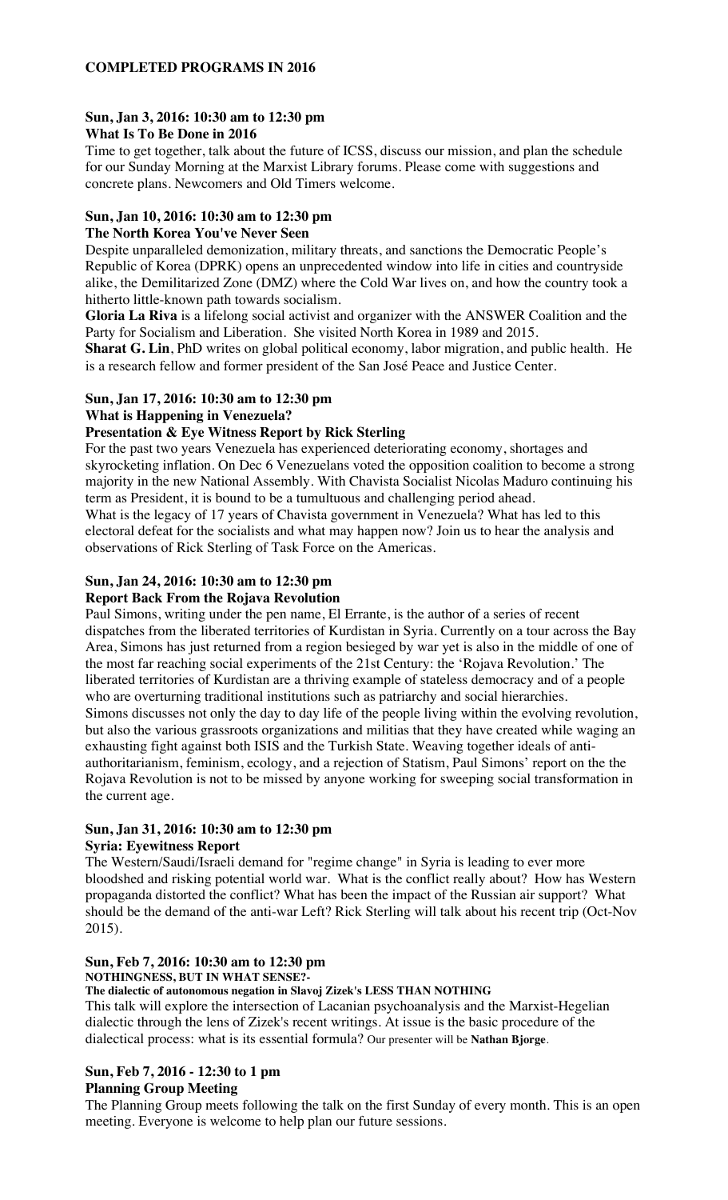**COMPLETED PROGRAMS IN 2016**

**Sun, Jan 3, 2016: 10:30 am to 12:30 pm**
**What Is To Be Done in 2016**

Time to get together, talk about the future of ICSS, discuss our mission, and plan the schedule for our Sunday Morning at the Marxist Library forums. Please come with suggestions and concrete plans. Newcomers and Old Timers welcome.

**Sun, Jan 10, 2016: 10:30 am to 12:30 pm**
**The North Korea You've Never Seen**

Despite unparalleled demonization, military threats, and sanctions the Democratic People's Republic of Korea (DPRK) opens an unprecedented window into life in cities and countryside alike, the Demilitarized Zone (DMZ) where the Cold War lives on, and how the country took a hitherto little-known path towards socialism.

**Gloria La Riva** is a lifelong social activist and organizer with the ANSWER Coalition and the Party for Socialism and Liberation. She visited North Korea in 1989 and 2015.

**Sharat G. Lin**, PhD writes on global political economy, labor migration, and public health. He is a research fellow and former president of the San José Peace and Justice Center.

**Sun, Jan 17, 2016: 10:30 am to 12:30 pm**
**What is Happening in Venezuela?**
**Presentation & Eye Witness Report by Rick Sterling**

For the past two years Venezuela has experienced deteriorating economy, shortages and skyrocketing inflation. On Dec 6 Venezuelans voted the opposition coalition to become a strong majority in the new National Assembly. With Chavista Socialist Nicolas Maduro continuing his term as President, it is bound to be a tumultuous and challenging period ahead.

What is the legacy of 17 years of Chavista government in Venezuela? What has led to this electoral defeat for the socialists and what may happen now? Join us to hear the analysis and observations of Rick Sterling of Task Force on the Americas.

**Sun, Jan 24, 2016: 10:30 am to 12:30 pm**
**Report Back From the Rojava Revolution**

Paul Simons, writing under the pen name, El Errante, is the author of a series of recent dispatches from the liberated territories of Kurdistan in Syria. Currently on a tour across the Bay Area, Simons has just returned from a region besieged by war yet is also in the middle of one of the most far reaching social experiments of the 21st Century: the 'Rojava Revolution.' The liberated territories of Kurdistan are a thriving example of stateless democracy and of a people who are overturning traditional institutions such as patriarchy and social hierarchies.

Simons discusses not only the day to day life of the people living within the evolving revolution, but also the various grassroots organizations and militias that they have created while waging an exhausting fight against both ISIS and the Turkish State. Weaving together ideals of anti-authoritarianism, feminism, ecology, and a rejection of Statism, Paul Simons' report on the the Rojava Revolution is not to be missed by anyone working for sweeping social transformation in the current age.

**Sun, Jan 31, 2016: 10:30 am to 12:30 pm**
**Syria: Eyewitness Report**

The Western/Saudi/Israeli demand for "regime change" in Syria is leading to ever more bloodshed and risking potential world war. What is the conflict really about? How has Western propaganda distorted the conflict? What has been the impact of the Russian air support? What should be the demand of the anti-war Left? Rick Sterling will talk about his recent trip (Oct-Nov 2015).

**Sun, Feb 7, 2016: 10:30 am to 12:30 pm**
**NOTHINGNESS, BUT IN WHAT SENSE?-**
**The dialectic of autonomous negation in Slavoj Zizek's LESS THAN NOTHING**

This talk will explore the intersection of Lacanian psychoanalysis and the Marxist-Hegelian dialectic through the lens of Zizek's recent writings. At issue is the basic procedure of the dialectical process: what is its essential formula? Our presenter will be **Nathan Bjorge**.

**Sun, Feb 7, 2016 - 12:30 to 1 pm**
**Planning Group Meeting**

The Planning Group meets following the talk on the first Sunday of every month. This is an open meeting. Everyone is welcome to help plan our future sessions.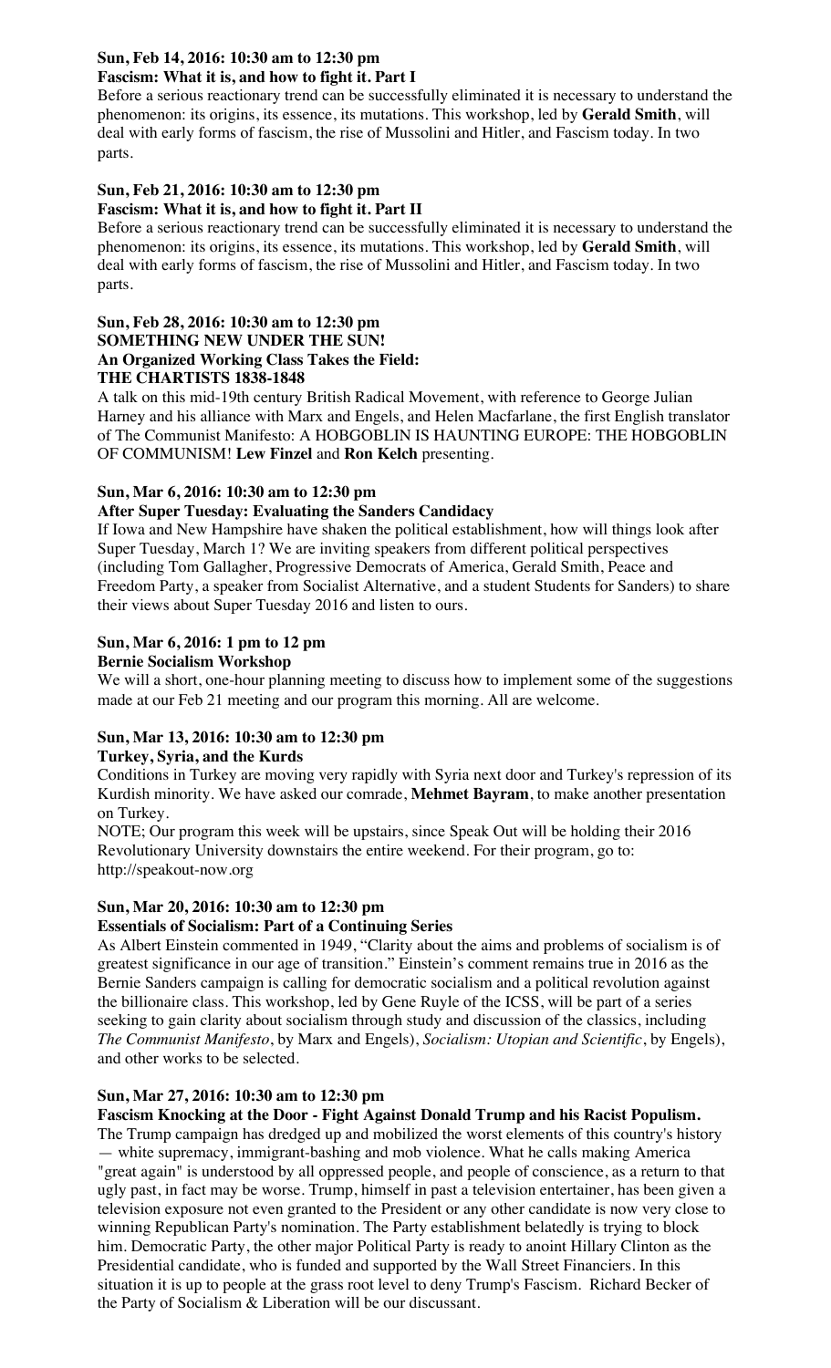**Sun, Feb 14, 2016: 10:30 am to 12:30 pm**
**Fascism: What it is, and how to fight it. Part I**

Before a serious reactionary trend can be successfully eliminated it is necessary to understand the phenomenon: its origins, its essence, its mutations. This workshop, led by **Gerald Smith**, will deal with early forms of fascism, the rise of Mussolini and Hitler, and Fascism today. In two parts.

**Sun, Feb 21, 2016: 10:30 am to 12:30 pm**
**Fascism: What it is, and how to fight it. Part II**

Before a serious reactionary trend can be successfully eliminated it is necessary to understand the phenomenon: its origins, its essence, its mutations. This workshop, led by **Gerald Smith**, will deal with early forms of fascism, the rise of Mussolini and Hitler, and Fascism today. In two parts.

**Sun, Feb 28, 2016: 10:30 am to 12:30 pm**
**SOMETHING NEW UNDER THE SUN!**
**An Organized Working Class Takes the Field:**
**THE CHARTISTS 1838-1848**

A talk on this mid-19th century British Radical Movement, with reference to George Julian Harney and his alliance with Marx and Engels, and Helen Macfarlane, the first English translator of The Communist Manifesto: A HOBGOBLIN IS HAUNTING EUROPE: THE HOBGOBLIN OF COMMUNISM! **Lew Finzel** and **Ron Kelch** presenting.

**Sun, Mar 6, 2016: 10:30 am to 12:30 pm**
**After Super Tuesday: Evaluating the Sanders Candidacy**

If Iowa and New Hampshire have shaken the political establishment, how will things look after Super Tuesday, March 1? We are inviting speakers from different political perspectives (including Tom Gallagher, Progressive Democrats of America, Gerald Smith, Peace and Freedom Party, a speaker from Socialist Alternative, and a student Students for Sanders) to share their views about Super Tuesday 2016 and listen to ours.

**Sun, Mar 6, 2016: 1 pm to 12 pm**
**Bernie Socialism Workshop**

We will a short, one-hour planning meeting to discuss how to implement some of the suggestions made at our Feb 21 meeting and our program this morning. All are welcome.

**Sun, Mar 13, 2016: 10:30 am to 12:30 pm**
**Turkey, Syria, and the Kurds**

Conditions in Turkey are moving very rapidly with Syria next door and Turkey's repression of its Kurdish minority. We have asked our comrade, **Mehmet Bayram**, to make another presentation on Turkey.

NOTE; Our program this week will be upstairs, since Speak Out will be holding their 2016 Revolutionary University downstairs the entire weekend. For their program, go to: http://speakout-now.org

**Sun, Mar 20, 2016: 10:30 am to 12:30 pm**
**Essentials of Socialism: Part of a Continuing Series**

As Albert Einstein commented in 1949, "Clarity about the aims and problems of socialism is of greatest significance in our age of transition." Einstein's comment remains true in 2016 as the Bernie Sanders campaign is calling for democratic socialism and a political revolution against the billionaire class. This workshop, led by Gene Ruyle of the ICSS, will be part of a series seeking to gain clarity about socialism through study and discussion of the classics, including *The Communist Manifesto*, by Marx and Engels), *Socialism: Utopian and Scientific*, by Engels), and other works to be selected.

**Sun, Mar 27, 2016: 10:30 am to 12:30 pm**
**Fascism Knocking at the Door - Fight Against Donald Trump and his Racist Populism.**

The Trump campaign has dredged up and mobilized the worst elements of this country's history — white supremacy, immigrant-bashing and mob violence. What he calls making America "great again" is understood by all oppressed people, and people of conscience, as a return to that ugly past, in fact may be worse. Trump, himself in past a television entertainer, has been given a television exposure not even granted to the President or any other candidate is now very close to winning Republican Party's nomination. The Party establishment belatedly is trying to block him. Democratic Party, the other major Political Party is ready to anoint Hillary Clinton as the Presidential candidate, who is funded and supported by the Wall Street Financiers. In this situation it is up to people at the grass root level to deny Trump's Fascism. Richard Becker of the Party of Socialism & Liberation will be our discussant.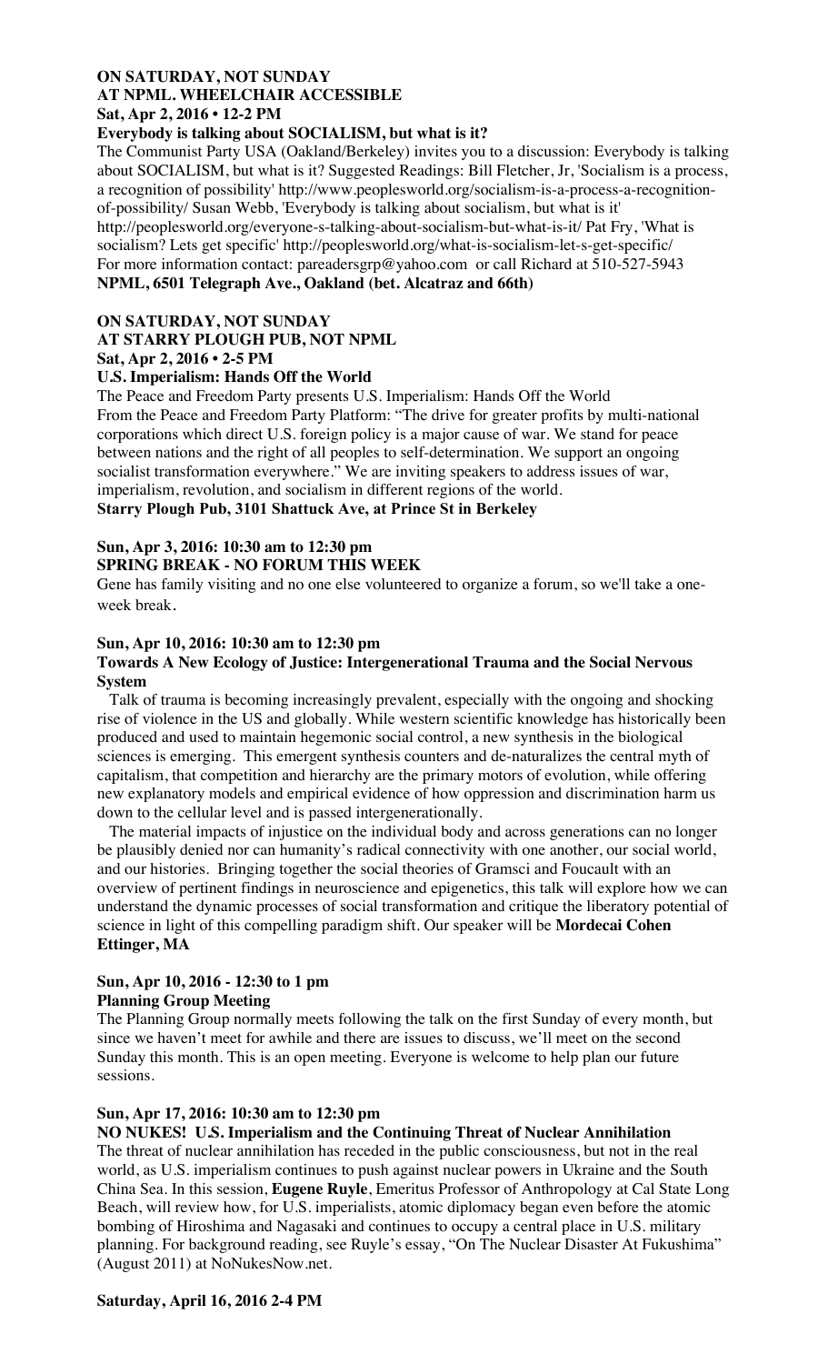**ON SATURDAY, NOT SUNDAY**
**AT NPML. WHEELCHAIR ACCESSIBLE**
**Sat, Apr 2, 2016 • 12-2 PM**
**Everybody is talking about SOCIALISM, but what is it?**

The Communist Party USA (Oakland/Berkeley) invites you to a discussion: Everybody is talking about SOCIALISM, but what is it? Suggested Readings: Bill Fletcher, Jr, 'Socialism is a process, a recognition of possibility' http://www.peoplesworld.org/socialism-is-a-process-a-recognition-of-possibility/ Susan Webb, 'Everybody is talking about socialism, but what is it' http://peoplesworld.org/everyone-s-talking-about-socialism-but-what-is-it/ Pat Fry, 'What is socialism? Lets get specific' http://peoplesworld.org/what-is-socialism-let-s-get-specific/ For more information contact: pareadersgrp@yahoo.com or call Richard at 510-527-5943

**NPML, 6501 Telegraph Ave., Oakland (bet. Alcatraz and 66th)**

**ON SATURDAY, NOT SUNDAY**
**AT STARRY PLOUGH PUB, NOT NPML**
**Sat, Apr 2, 2016 • 2-5 PM**
**U.S. Imperialism: Hands Off the World**

The Peace and Freedom Party presents U.S. Imperialism: Hands Off the World
From the Peace and Freedom Party Platform: "The drive for greater profits by multi-national corporations which direct U.S. foreign policy is a major cause of war. We stand for peace between nations and the right of all peoples to self-determination. We support an ongoing socialist transformation everywhere." We are inviting speakers to address issues of war, imperialism, revolution, and socialism in different regions of the world.

**Starry Plough Pub, 3101 Shattuck Ave, at Prince St in Berkeley**

**Sun, Apr 3, 2016: 10:30 am to 12:30 pm**
**SPRING BREAK - NO FORUM THIS WEEK**

Gene has family visiting and no one else volunteered to organize a forum, so we'll take a one-week break.

**Sun, Apr 10, 2016: 10:30 am to 12:30 pm**
**Towards A New Ecology of Justice: Intergenerational Trauma and the Social Nervous System**

Talk of trauma is becoming increasingly prevalent, especially with the ongoing and shocking rise of violence in the US and globally. While western scientific knowledge has historically been produced and used to maintain hegemonic social control, a new synthesis in the biological sciences is emerging. This emergent synthesis counters and de-naturalizes the central myth of capitalism, that competition and hierarchy are the primary motors of evolution, while offering new explanatory models and empirical evidence of how oppression and discrimination harm us down to the cellular level and is passed intergenerationally.

The material impacts of injustice on the individual body and across generations can no longer be plausibly denied nor can humanity's radical connectivity with one another, our social world, and our histories. Bringing together the social theories of Gramsci and Foucault with an overview of pertinent findings in neuroscience and epigenetics, this talk will explore how we can understand the dynamic processes of social transformation and critique the liberatory potential of science in light of this compelling paradigm shift. Our speaker will be **Mordecai Cohen Ettinger, MA**

**Sun, Apr 10, 2016 - 12:30 to 1 pm**
**Planning Group Meeting**

The Planning Group normally meets following the talk on the first Sunday of every month, but since we haven't meet for awhile and there are issues to discuss, we'll meet on the second Sunday this month. This is an open meeting. Everyone is welcome to help plan our future sessions.

**Sun, Apr 17, 2016: 10:30 am to 12:30 pm**
**NO NUKES! U.S. Imperialism and the Continuing Threat of Nuclear Annihilation**

The threat of nuclear annihilation has receded in the public consciousness, but not in the real world, as U.S. imperialism continues to push against nuclear powers in Ukraine and the South China Sea. In this session, **Eugene Ruyle**, Emeritus Professor of Anthropology at Cal State Long Beach, will review how, for U.S. imperialists, atomic diplomacy began even before the atomic bombing of Hiroshima and Nagasaki and continues to occupy a central place in U.S. military planning. For background reading, see Ruyle's essay, "On The Nuclear Disaster At Fukushima" (August 2011) at NoNukesNow.net.

**Saturday, April 16, 2016 2-4 PM**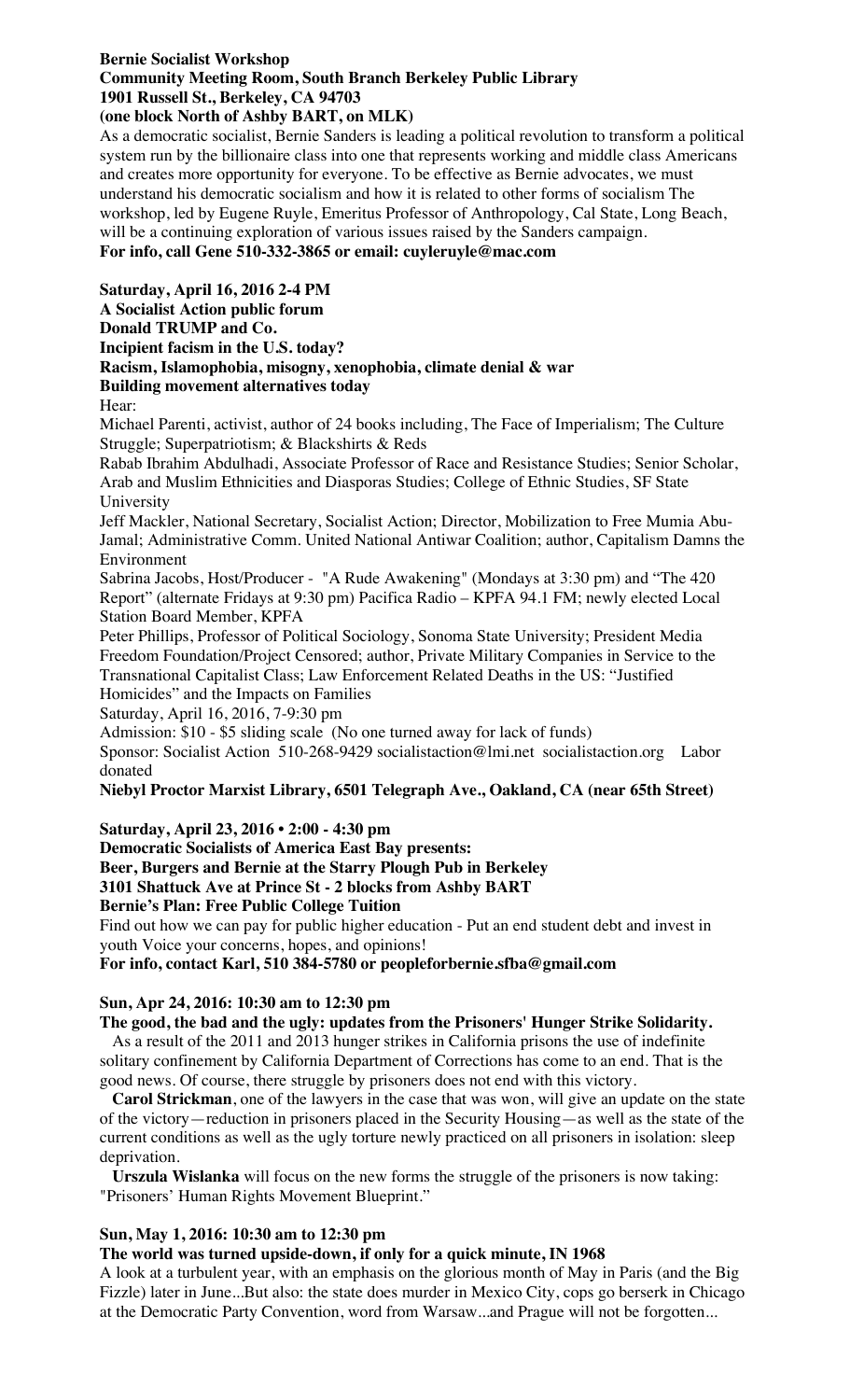**Bernie Socialist Workshop**
**Community Meeting Room, South Branch Berkeley Public Library**
**1901 Russell St., Berkeley, CA 94703**
**(one block North of Ashby BART, on MLK)**

As a democratic socialist, Bernie Sanders is leading a political revolution to transform a political system run by the billionaire class into one that represents working and middle class Americans and creates more opportunity for everyone. To be effective as Bernie advocates, we must understand his democratic socialism and how it is related to other forms of socialism The workshop, led by Eugene Ruyle, Emeritus Professor of Anthropology, Cal State, Long Beach, will be a continuing exploration of various issues raised by the Sanders campaign.

**For info, call Gene 510-332-3865 or email: cuyleruyle@mac.com**

**Saturday, April 16, 2016 2-4 PM**
**A Socialist Action public forum**
**Donald TRUMP and Co.**
**Incipient facism in the U.S. today?**
**Racism, Islamophobia, misogny, xenophobia, climate denial & war**
**Building movement alternatives today**

Hear:

Michael Parenti, activist, author of 24 books including, The Face of Imperialism; The Culture Struggle; Superpatriotism; & Blackshirts & Reds

Rabab Ibrahim Abdulhadi, Associate Professor of Race and Resistance Studies; Senior Scholar, Arab and Muslim Ethnicities and Diasporas Studies; College of Ethnic Studies, SF State University

Jeff Mackler, National Secretary, Socialist Action; Director, Mobilization to Free Mumia Abu-Jamal; Administrative Comm. United National Antiwar Coalition; author, Capitalism Damns the Environment

Sabrina Jacobs, Host/Producer - "A Rude Awakening" (Mondays at 3:30 pm) and "The 420 Report" (alternate Fridays at 9:30 pm) Pacifica Radio – KPFA 94.1 FM; newly elected Local Station Board Member, KPFA

Peter Phillips, Professor of Political Sociology, Sonoma State University; President Media Freedom Foundation/Project Censored; author, Private Military Companies in Service to the Transnational Capitalist Class; Law Enforcement Related Deaths in the US: "Justified Homicides" and the Impacts on Families

Saturday, April 16, 2016, 7-9:30 pm

Admission: $10 - $5 sliding scale (No one turned away for lack of funds)

Sponsor: Socialist Action 510-268-9429 socialistaction@lmi.net socialistaction.org Labor donated

**Niebyl Proctor Marxist Library, 6501 Telegraph Ave., Oakland, CA (near 65th Street)**

**Saturday, April 23, 2016 • 2:00 - 4:30 pm**
**Democratic Socialists of America East Bay presents:**
**Beer, Burgers and Bernie at the Starry Plough Pub in Berkeley**
**3101 Shattuck Ave at Prince St - 2 blocks from Ashby BART**
**Bernie's Plan: Free Public College Tuition**

Find out how we can pay for public higher education - Put an end student debt and invest in youth Voice your concerns, hopes, and opinions!

**For info, contact Karl, 510 384-5780 or peopleforbernie.sfba@gmail.com**

**Sun, Apr 24, 2016: 10:30 am to 12:30 pm**
**The good, the bad and the ugly: updates from the Prisoners' Hunger Strike Solidarity.**

As a result of the 2011 and 2013 hunger strikes in California prisons the use of indefinite solitary confinement by California Department of Corrections has come to an end. That is the good news. Of course, there struggle by prisoners does not end with this victory.

**Carol Strickman**, one of the lawyers in the case that was won, will give an update on the state of the victory—reduction in prisoners placed in the Security Housing—as well as the state of the current conditions as well as the ugly torture newly practiced on all prisoners in isolation: sleep deprivation.

**Urszula Wislanka** will focus on the new forms the struggle of the prisoners is now taking: "Prisoners' Human Rights Movement Blueprint."

**Sun, May 1, 2016: 10:30 am to 12:30 pm**
**The world was turned upside-down, if only for a quick minute, IN 1968**

A look at a turbulent year, with an emphasis on the glorious month of May in Paris (and the Big Fizzle) later in June...But also: the state does murder in Mexico City, cops go berserk in Chicago at the Democratic Party Convention, word from Warsaw...and Prague will not be forgotten...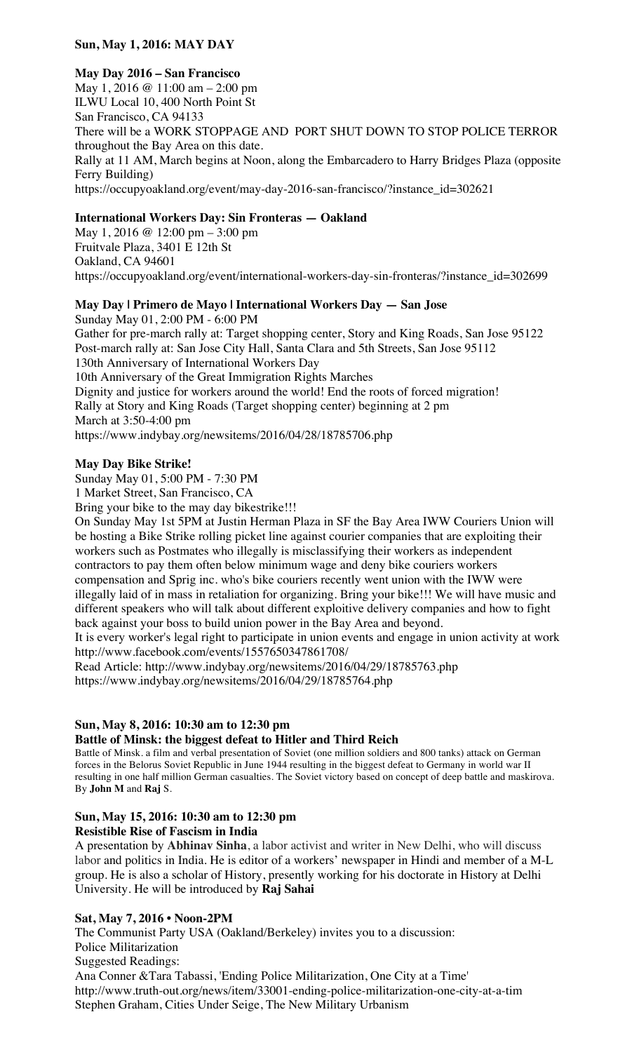**Sun, May 1, 2016: MAY DAY**

**May Day 2016 – San Francisco**
May 1, 2016 @ 11:00 am – 2:00 pm
ILWU Local 10, 400 North Point St
San Francisco, CA 94133
There will be a WORK STOPPAGE AND PORT SHUT DOWN TO STOP POLICE TERROR throughout the Bay Area on this date.
Rally at 11 AM, March begins at Noon, along the Embarcadero to Harry Bridges Plaza (opposite Ferry Building)
https://occupyoakland.org/event/may-day-2016-san-francisco/?instance_id=302621

**International Workers Day: Sin Fronteras — Oakland**
May 1, 2016 @ 12:00 pm – 3:00 pm
Fruitvale Plaza, 3401 E 12th St
Oakland, CA 94601
https://occupyoakland.org/event/international-workers-day-sin-fronteras/?instance_id=302699

**May Day | Primero de Mayo | International Workers Day — San Jose**
Sunday May 01, 2:00 PM - 6:00 PM
Gather for pre-march rally at: Target shopping center, Story and King Roads, San Jose 95122
Post-march rally at: San Jose City Hall, Santa Clara and 5th Streets, San Jose 95112
130th Anniversary of International Workers Day
10th Anniversary of the Great Immigration Rights Marches
Dignity and justice for workers around the world! End the roots of forced migration!
Rally at Story and King Roads (Target shopping center) beginning at 2 pm
March at 3:50-4:00 pm
https://www.indybay.org/newsitems/2016/04/28/18785706.php

**May Day Bike Strike!**
Sunday May 01, 5:00 PM - 7:30 PM
1 Market Street, San Francisco, CA
Bring your bike to the may day bikestrike!!!
On Sunday May 1st 5PM at Justin Herman Plaza in SF the Bay Area IWW Couriers Union will be hosting a Bike Strike rolling picket line against courier companies that are exploiting their workers such as Postmates who illegally is misclassifying their workers as independent contractors to pay them often below minimum wage and deny bike couriers workers compensation and Sprig inc. who's bike couriers recently went union with the IWW were illegally laid of in mass in retaliation for organizing. Bring your bike!!! We will have music and different speakers who will talk about different exploitive delivery companies and how to fight back against your boss to build union power in the Bay Area and beyond.
It is every worker's legal right to participate in union events and engage in union activity at work
http://www.facebook.com/events/1557650347861708/
Read Article: http://www.indybay.org/newsitems/2016/04/29/18785763.php
https://www.indybay.org/newsitems/2016/04/29/18785764.php

**Sun, May 8, 2016: 10:30 am to 12:30 pm**
**Battle of Minsk: the biggest defeat to Hitler and Third Reich**
Battle of Minsk. a film and verbal presentation of Soviet (one million soldiers and 800 tanks) attack on German forces in the Belorus Soviet Republic in June 1944 resulting in the biggest defeat to Germany in world war II resulting in one half million German casualties. The Soviet victory based on concept of deep battle and maskirova. By **John M** and **Raj** S.

**Sun, May 15, 2016: 10:30 am to 12:30 pm**
**Resistible Rise of Fascism in India**
A presentation by **Abhinav Sinha**, a labor activist and writer in New Delhi, who will discuss labor and politics in India. He is editor of a workers' newspaper in Hindi and member of a M-L group. He is also a scholar of History, presently working for his doctorate in History at Delhi University. He will be introduced by **Raj Sahai**

**Sat, May 7, 2016 • Noon-2PM**
The Communist Party USA (Oakland/Berkeley) invites you to a discussion:
Police Militarization
Suggested Readings:
Ana Conner &Tara Tabassi, 'Ending Police Militarization, One City at a Time'
http://www.truth-out.org/news/item/33001-ending-police-militarization-one-city-at-a-tim
Stephen Graham, Cities Under Seige, The New Military Urbanism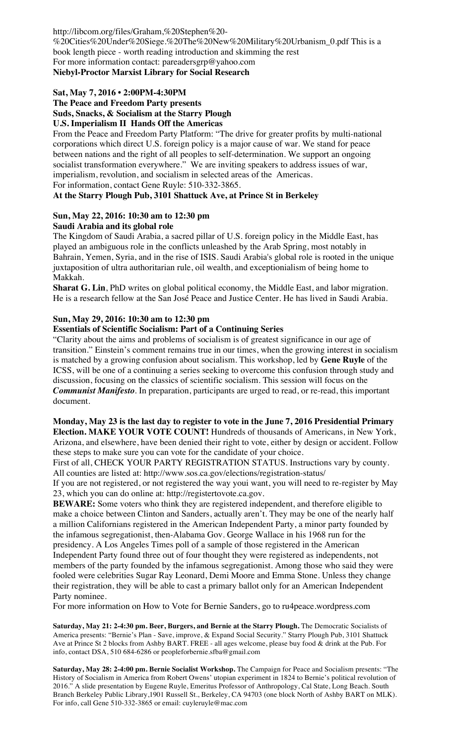http://libcom.org/files/Graham,%20Stephen%20-%20Cities%20Under%20Siege.%20The%20New%20Military%20Urbanism_0.pdf This is a book length piece - worth reading introduction and skimming the rest
For more information contact: pareadersgrp@yahoo.com
**Niebyl-Proctor Marxist Library for Social Research**

**Sat, May 7, 2016 • 2:00PM-4:30PM**
**The Peace and Freedom Party presents**
**Suds, Snacks, & Socialism at the Starry Plough**
**U.S. Imperialism II Hands Off the Americas**

From the Peace and Freedom Party Platform: "The drive for greater profits by multi-national corporations which direct U.S. foreign policy is a major cause of war. We stand for peace between nations and the right of all peoples to self-determination. We support an ongoing socialist transformation everywhere." We are inviting speakers to address issues of war, imperialism, revolution, and socialism in selected areas of the Americas.
For information, contact Gene Ruyle: 510-332-3865.
**At the Starry Plough Pub, 3101 Shattuck Ave, at Prince St in Berkeley**

**Sun, May 22, 2016: 10:30 am to 12:30 pm**
**Saudi Arabia and its global role**

The Kingdom of Saudi Arabia, a sacred pillar of U.S. foreign policy in the Middle East, has played an ambiguous role in the conflicts unleashed by the Arab Spring, most notably in Bahrain, Yemen, Syria, and in the rise of ISIS. Saudi Arabia's global role is rooted in the unique juxtaposition of ultra authoritarian rule, oil wealth, and exceptionialism of being home to Makkah.

**Sharat G. Lin**, PhD writes on global political economy, the Middle East, and labor migration. He is a research fellow at the San José Peace and Justice Center. He has lived in Saudi Arabia.

**Sun, May 29, 2016: 10:30 am to 12:30 pm**
**Essentials of Scientific Socialism: Part of a Continuing Series**

"Clarity about the aims and problems of socialism is of greatest significance in our age of transition." Einstein's comment remains true in our times, when the growing interest in socialism is matched by a growing confusion about socialism. This workshop, led by **Gene Ruyle** of the ICSS, will be one of a continuing a series seeking to overcome this confusion through study and discussion, focusing on the classics of scientific socialism. This session will focus on the ***Communist Manifesto***. In preparation, participants are urged to read, or re-read, this important document.

**Monday, May 23 is the last day to register to vote in the June 7, 2016 Presidential Primary Election. MAKE YOUR VOTE COUNT!** Hundreds of thousands of Americans, in New York, Arizona, and elsewhere, have been denied their right to vote, either by design or accident. Follow these steps to make sure you can vote for the candidate of your choice.

First of all, CHECK YOUR PARTY REGISTRATION STATUS. Instructions vary by county. All counties are listed at: http://www.sos.ca.gov/elections/registration-status/

If you are not registered, or not registered the way youi want, you will need to re-register by May 23, which you can do online at: http://registertovote.ca.gov.

**BEWARE:** Some voters who think they are registered independent, and therefore eligible to make a choice between Clinton and Sanders, actually aren't. They may be one of the nearly half a million Californians registered in the American Independent Party, a minor party founded by the infamous segregationist, then-Alabama Gov. George Wallace in his 1968 run for the presidency. A Los Angeles Times poll of a sample of those registered in the American Independent Party found three out of four thought they were registered as independents, not members of the party founded by the infamous segregationist. Among those who said they were fooled were celebrities Sugar Ray Leonard, Demi Moore and Emma Stone. Unless they change their registration, they will be able to cast a primary ballot only for an American Independent Party nominee.

For more information on How to Vote for Bernie Sanders, go to ru4peace.wordpress.com

**Saturday, May 21: 2-4:30 pm. Beer, Burgers, and Bernie at the Starry Plough.** The Democratic Socialists of America presents: "Bernie's Plan - Save, improve, & Expand Social Security." Starry Plough Pub, 3101 Shattuck Ave at Prince St 2 blocks from Ashby BART. FREE - all ages welcome, please buy food & drink at the Pub. For info, contact DSA, 510 684-6286 or peopleforbernie.sfba@gmail.com

**Saturday, May 28: 2-4:00 pm. Bernie Socialist Workshop.** The Campaign for Peace and Socialism presents: "The History of Socialism in America from Robert Owens' utopian experiment in 1824 to Bernie's political revolution of 2016." A slide presentation by Eugene Ruyle, Emeritus Professor of Anthropology, Cal State, Long Beach. South Branch Berkeley Public Library,1901 Russell St., Berkeley, CA 94703 (one block North of Ashby BART on MLK). For info, call Gene 510-332-3865 or email: cuyleruyle@mac.com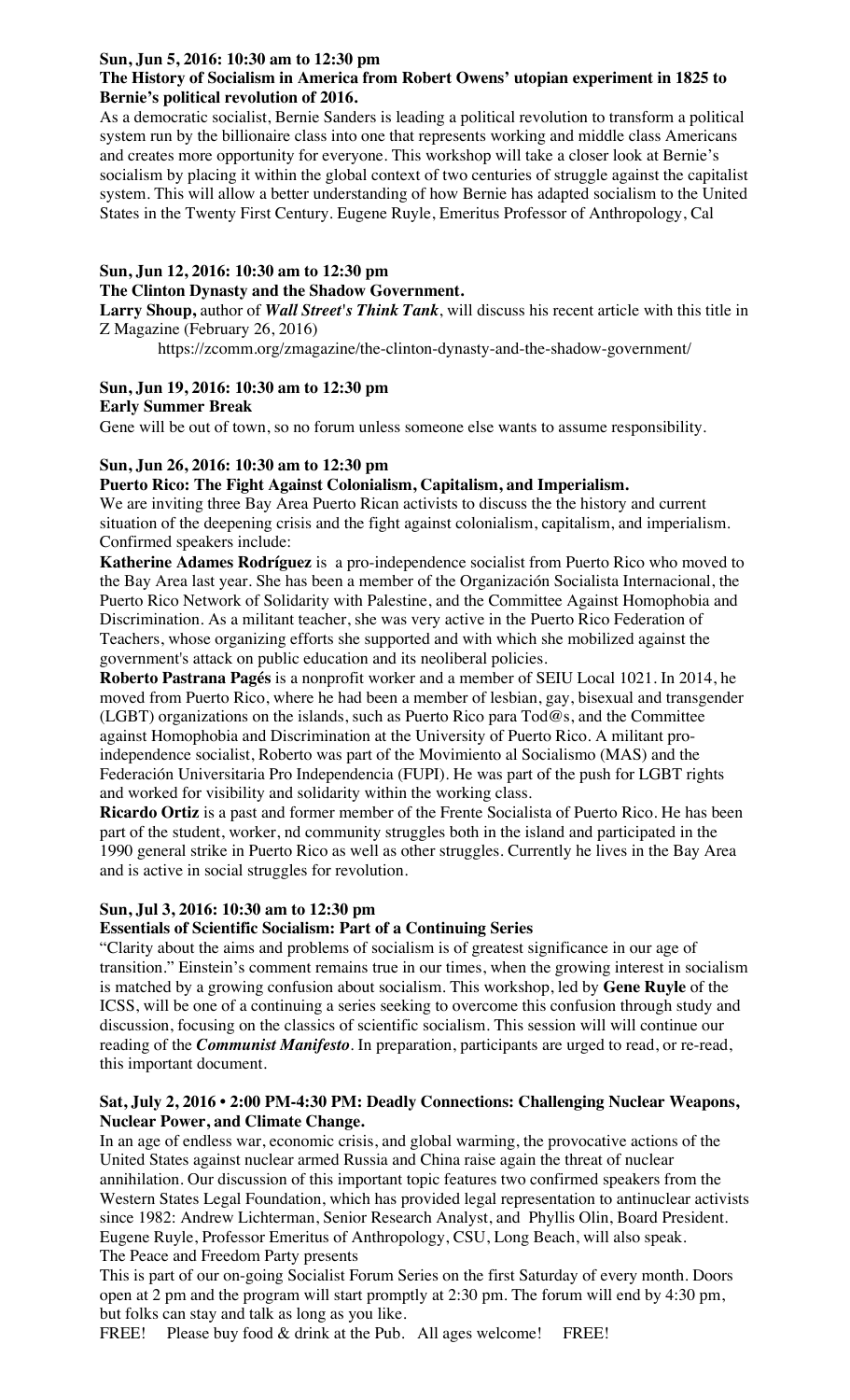**Sun, Jun 5, 2016: 10:30 am to 12:30 pm**

**The History of Socialism in America from Robert Owens' utopian experiment in 1825 to Bernie's political revolution of 2016.**

As a democratic socialist, Bernie Sanders is leading a political revolution to transform a political system run by the billionaire class into one that represents working and middle class Americans and creates more opportunity for everyone. This workshop will take a closer look at Bernie's socialism by placing it within the global context of two centuries of struggle against the capitalist system. This will allow a better understanding of how Bernie has adapted socialism to the United States in the Twenty First Century. Eugene Ruyle, Emeritus Professor of Anthropology, Cal

**Sun, Jun 12, 2016: 10:30 am to 12:30 pm**

**The Clinton Dynasty and the Shadow Government.**

**Larry Shoup,** author of ***Wall Street's Think Tank***, will discuss his recent article with this title in Z Magazine (February 26, 2016)

https://zcomm.org/zmagazine/the-clinton-dynasty-and-the-shadow-government/

**Sun, Jun 19, 2016: 10:30 am to 12:30 pm**

**Early Summer Break**

Gene will be out of town, so no forum unless someone else wants to assume responsibility.

**Sun, Jun 26, 2016: 10:30 am to 12:30 pm**

**Puerto Rico: The Fight Against Colonialism, Capitalism, and Imperialism.**

We are inviting three Bay Area Puerto Rican activists to discuss the the history and current situation of the deepening crisis and the fight against colonialism, capitalism, and imperialism. Confirmed speakers include:

**Katherine Adames Rodríguez** is a pro-independence socialist from Puerto Rico who moved to the Bay Area last year. She has been a member of the Organización Socialista Internacional, the Puerto Rico Network of Solidarity with Palestine, and the Committee Against Homophobia and Discrimination. As a militant teacher, she was very active in the Puerto Rico Federation of Teachers, whose organizing efforts she supported and with which she mobilized against the government's attack on public education and its neoliberal policies.

**Roberto Pastrana Pagés** is a nonprofit worker and a member of SEIU Local 1021. In 2014, he moved from Puerto Rico, where he had been a member of lesbian, gay, bisexual and transgender (LGBT) organizations on the islands, such as Puerto Rico para Tod@s, and the Committee against Homophobia and Discrimination at the University of Puerto Rico. A militant pro-independence socialist, Roberto was part of the Movimiento al Socialismo (MAS) and the Federación Universitaria Pro Independencia (FUPI). He was part of the push for LGBT rights and worked for visibility and solidarity within the working class.

**Ricardo Ortiz** is a past and former member of the Frente Socialista of Puerto Rico. He has been part of the student, worker, nd community struggles both in the island and participated in the 1990 general strike in Puerto Rico as well as other struggles. Currently he lives in the Bay Area and is active in social struggles for revolution.

**Sun, Jul 3, 2016: 10:30 am to 12:30 pm**

**Essentials of Scientific Socialism: Part of a Continuing Series**

"Clarity about the aims and problems of socialism is of greatest significance in our age of transition." Einstein's comment remains true in our times, when the growing interest in socialism is matched by a growing confusion about socialism. This workshop, led by **Gene Ruyle** of the ICSS, will be one of a continuing a series seeking to overcome this confusion through study and discussion, focusing on the classics of scientific socialism. This session will will continue our reading of the ***Communist Manifesto***. In preparation, participants are urged to read, or re-read, this important document.

**Sat, July 2, 2016 • 2:00 PM-4:30 PM: Deadly Connections: Challenging Nuclear Weapons, Nuclear Power, and Climate Change.**

In an age of endless war, economic crisis, and global warming, the provocative actions of the United States against nuclear armed Russia and China raise again the threat of nuclear annihilation. Our discussion of this important topic features two confirmed speakers from the Western States Legal Foundation, which has provided legal representation to antinuclear activists since 1982: Andrew Lichterman, Senior Research Analyst, and Phyllis Olin, Board President. Eugene Ruyle, Professor Emeritus of Anthropology, CSU, Long Beach, will also speak.

The Peace and Freedom Party presents

This is part of our on-going Socialist Forum Series on the first Saturday of every month. Doors open at 2 pm and the program will start promptly at 2:30 pm. The forum will end by 4:30 pm, but folks can stay and talk as long as you like.

FREE! Please buy food & drink at the Pub. All ages welcome! FREE!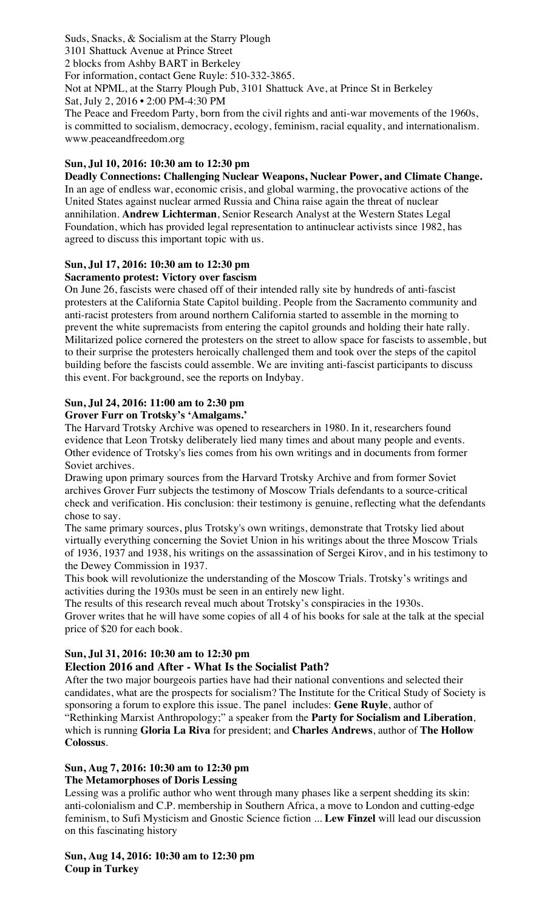Suds, Snacks, & Socialism at the Starry Plough
3101 Shattuck Avenue at Prince Street
2 blocks from Ashby BART in Berkeley
For information, contact Gene Ruyle: 510-332-3865.
Not at NPML, at the Starry Plough Pub, 3101 Shattuck Ave, at Prince St in Berkeley
Sat, July 2, 2016 • 2:00 PM-4:30 PM
The Peace and Freedom Party, born from the civil rights and anti-war movements of the 1960s, is committed to socialism, democracy, ecology, feminism, racial equality, and internationalism.
www.peaceandfreedom.org

**Sun, Jul 10, 2016: 10:30 am to 12:30 pm**
**Deadly Connections: Challenging Nuclear Weapons, Nuclear Power, and Climate Change.**
In an age of endless war, economic crisis, and global warming, the provocative actions of the United States against nuclear armed Russia and China raise again the threat of nuclear annihilation. **Andrew Lichterman**, Senior Research Analyst at the Western States Legal Foundation, which has provided legal representation to antinuclear activists since 1982, has agreed to discuss this important topic with us.

**Sun, Jul 17, 2016: 10:30 am to 12:30 pm**
**Sacramento protest: Victory over fascism**
On June 26, fascists were chased off of their intended rally site by hundreds of anti-fascist protesters at the California State Capitol building. People from the Sacramento community and anti-racist protesters from around northern California started to assemble in the morning to prevent the white supremacists from entering the capitol grounds and holding their hate rally. Militarized police cornered the protesters on the street to allow space for fascists to assemble, but to their surprise the protesters heroically challenged them and took over the steps of the capitol building before the fascists could assemble. We are inviting anti-fascist participants to discuss this event. For background, see the reports on Indybay.

**Sun, Jul 24, 2016: 11:00 am to 2:30 pm**
**Grover Furr on Trotsky's 'Amalgams.'**
The Harvard Trotsky Archive was opened to researchers in 1980. In it, researchers found evidence that Leon Trotsky deliberately lied many times and about many people and events. Other evidence of Trotsky's lies comes from his own writings and in documents from former Soviet archives.
Drawing upon primary sources from the Harvard Trotsky Archive and from former Soviet archives Grover Furr subjects the testimony of Moscow Trials defendants to a source-critical check and verification. His conclusion: their testimony is genuine, reflecting what the defendants chose to say.
The same primary sources, plus Trotsky's own writings, demonstrate that Trotsky lied about virtually everything concerning the Soviet Union in his writings about the three Moscow Trials of 1936, 1937 and 1938, his writings on the assassination of Sergei Kirov, and in his testimony to the Dewey Commission in 1937.
This book will revolutionize the understanding of the Moscow Trials. Trotsky's writings and activities during the 1930s must be seen in an entirely new light.
The results of this research reveal much about Trotsky's conspiracies in the 1930s.
Grover writes that he will have some copies of all 4 of his books for sale at the talk at the special price of $20 for each book.

**Sun, Jul 31, 2016: 10:30 am to 12:30 pm**
**Election 2016 and After - What Is the Socialist Path?**
After the two major bourgeois parties have had their national conventions and selected their candidates, what are the prospects for socialism? The Institute for the Critical Study of Society is sponsoring a forum to explore this issue. The panel includes: **Gene Ruyle**, author of "Rethinking Marxist Anthropology;" a speaker from the **Party for Socialism and Liberation**, which is running **Gloria La Riva** for president; and **Charles Andrews**, author of **The Hollow Colossus**.

**Sun, Aug 7, 2016: 10:30 am to 12:30 pm**
**The Metamorphoses of Doris Lessing**
Lessing was a prolific author who went through many phases like a serpent shedding its skin: anti-colonialism and C.P. membership in Southern Africa, a move to London and cutting-edge feminism, to Sufi Mysticism and Gnostic Science fiction ... **Lew Finzel** will lead our discussion on this fascinating history

**Sun, Aug 14, 2016: 10:30 am to 12:30 pm**
**Coup in Turkey**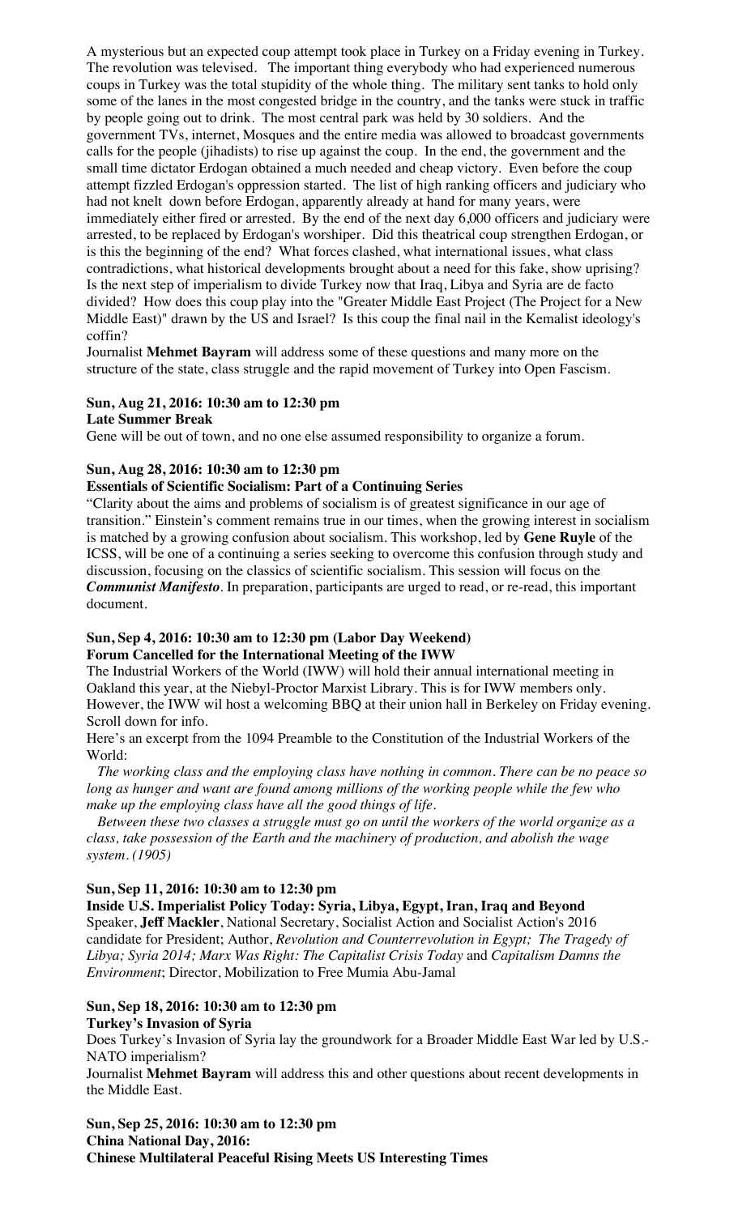A mysterious but an expected coup attempt took place in Turkey on a Friday evening in Turkey. The revolution was televised. The important thing everybody who had experienced numerous coups in Turkey was the total stupidity of the whole thing. The military sent tanks to hold only some of the lanes in the most congested bridge in the country, and the tanks were stuck in traffic by people going out to drink. The most central park was held by 30 soldiers. And the government TVs, internet, Mosques and the entire media was allowed to broadcast governments calls for the people (jihadists) to rise up against the coup. In the end, the government and the small time dictator Erdogan obtained a much needed and cheap victory. Even before the coup attempt fizzled Erdogan's oppression started. The list of high ranking officers and judiciary who had not knelt down before Erdogan, apparently already at hand for many years, were immediately either fired or arrested. By the end of the next day 6,000 officers and judiciary were arrested, to be replaced by Erdogan's worshiper. Did this theatrical coup strengthen Erdogan, or is this the beginning of the end? What forces clashed, what international issues, what class contradictions, what historical developments brought about a need for this fake, show uprising? Is the next step of imperialism to divide Turkey now that Iraq, Libya and Syria are de facto divided? How does this coup play into the "Greater Middle East Project (The Project for a New Middle East)" drawn by the US and Israel? Is this coup the final nail in the Kemalist ideology's coffin?

Journalist **Mehmet Bayram** will address some of these questions and many more on the structure of the state, class struggle and the rapid movement of Turkey into Open Fascism.

**Sun, Aug 21, 2016: 10:30 am to 12:30 pm**
**Late Summer Break**

Gene will be out of town, and no one else assumed responsibility to organize a forum.

**Sun, Aug 28, 2016: 10:30 am to 12:30 pm**
**Essentials of Scientific Socialism: Part of a Continuing Series**

"Clarity about the aims and problems of socialism is of greatest significance in our age of transition." Einstein's comment remains true in our times, when the growing interest in socialism is matched by a growing confusion about socialism. This workshop, led by **Gene Ruyle** of the ICSS, will be one of a continuing a series seeking to overcome this confusion through study and discussion, focusing on the classics of scientific socialism. This session will focus on the ***Communist Manifesto***. In preparation, participants are urged to read, or re-read, this important document.

**Sun, Sep 4, 2016: 10:30 am to 12:30 pm (Labor Day Weekend)**
**Forum Cancelled for the International Meeting of the IWW**

The Industrial Workers of the World (IWW) will hold their annual international meeting in Oakland this year, at the Niebyl-Proctor Marxist Library. This is for IWW members only. However, the IWW wil host a welcoming BBQ at their union hall in Berkeley on Friday evening. Scroll down for info.

Here's an excerpt from the 1094 Preamble to the Constitution of the Industrial Workers of the World:

*The working class and the employing class have nothing in common. There can be no peace so long as hunger and want are found among millions of the working people while the few who make up the employing class have all the good things of life.*

*Between these two classes a struggle must go on until the workers of the world organize as a class, take possession of the Earth and the machinery of production, and abolish the wage system. (1905)*

**Sun, Sep 11, 2016: 10:30 am to 12:30 pm**
**Inside U.S. Imperialist Policy Today: Syria, Libya, Egypt, Iran, Iraq and Beyond**

Speaker, **Jeff Mackler**, National Secretary, Socialist Action and Socialist Action's 2016 candidate for President; Author, *Revolution and Counterrevolution in Egypt; The Tragedy of Libya; Syria 2014; Marx Was Right: The Capitalist Crisis Today* and *Capitalism Damns the Environment*; Director, Mobilization to Free Mumia Abu-Jamal

**Sun, Sep 18, 2016: 10:30 am to 12:30 pm**
**Turkey's Invasion of Syria**

Does Turkey's Invasion of Syria lay the groundwork for a Broader Middle East War led by U.S.-NATO imperialism?

Journalist **Mehmet Bayram** will address this and other questions about recent developments in the Middle East.

**Sun, Sep 25, 2016: 10:30 am to 12:30 pm**
**China National Day, 2016:**
**Chinese Multilateral Peaceful Rising Meets US Interesting Times**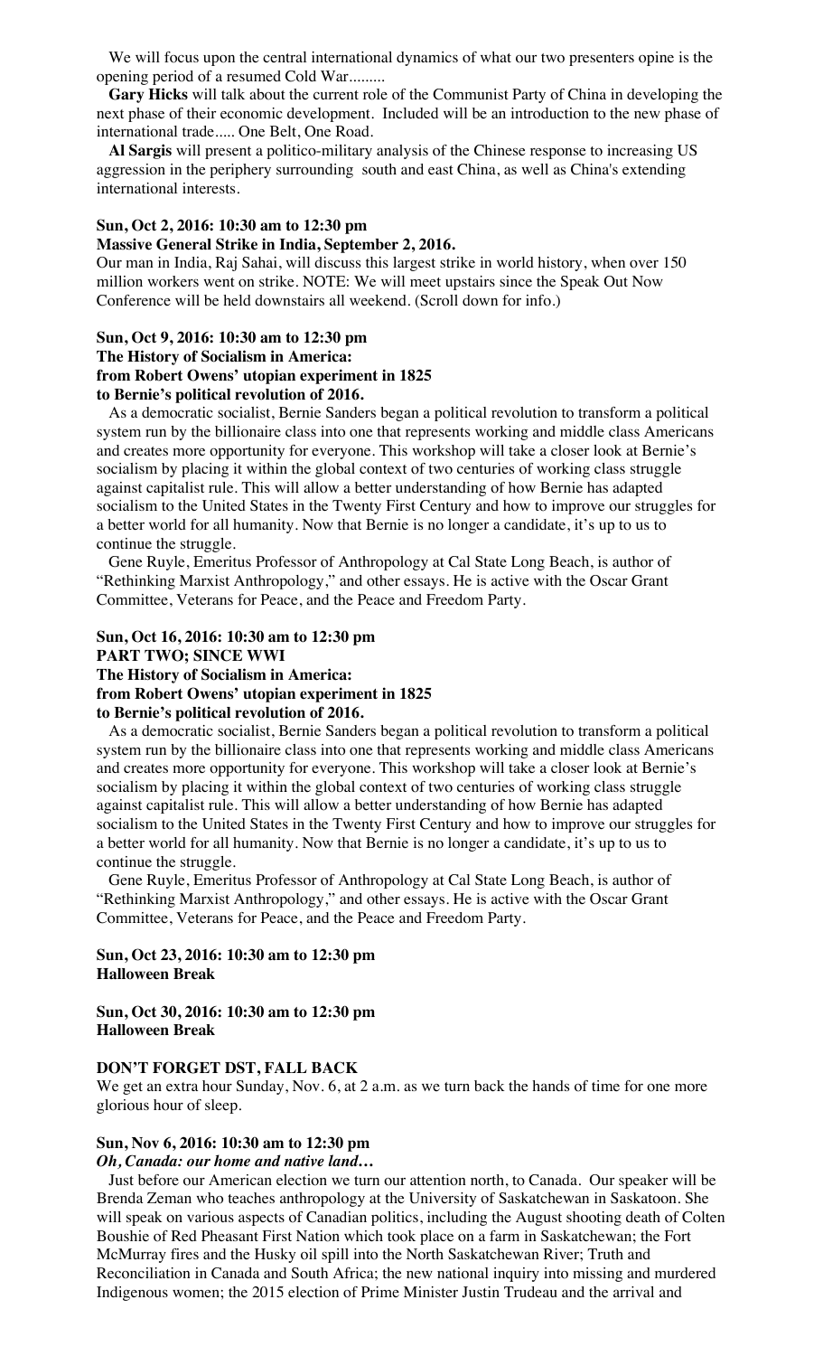We will focus upon the central international dynamics of what our two presenters opine is the opening period of a resumed Cold War.........

**Gary Hicks** will talk about the current role of the Communist Party of China in developing the next phase of their economic development. Included will be an introduction to the new phase of international trade..... One Belt, One Road.

**Al Sargis** will present a politico-military analysis of the Chinese response to increasing US aggression in the periphery surrounding south and east China, as well as China's extending international interests.

**Sun, Oct 2, 2016: 10:30 am to 12:30 pm**
**Massive General Strike in India, September 2, 2016.**

Our man in India, Raj Sahai, will discuss this largest strike in world history, when over 150 million workers went on strike. NOTE: We will meet upstairs since the Speak Out Now Conference will be held downstairs all weekend. (Scroll down for info.)

**Sun, Oct 9, 2016: 10:30 am to 12:30 pm**
**The History of Socialism in America:**
**from Robert Owens' utopian experiment in 1825**
**to Bernie's political revolution of 2016.**

As a democratic socialist, Bernie Sanders began a political revolution to transform a political system run by the billionaire class into one that represents working and middle class Americans and creates more opportunity for everyone. This workshop will take a closer look at Bernie's socialism by placing it within the global context of two centuries of working class struggle against capitalist rule. This will allow a better understanding of how Bernie has adapted socialism to the United States in the Twenty First Century and how to improve our struggles for a better world for all humanity. Now that Bernie is no longer a candidate, it's up to us to continue the struggle.

Gene Ruyle, Emeritus Professor of Anthropology at Cal State Long Beach, is author of "Rethinking Marxist Anthropology," and other essays. He is active with the Oscar Grant Committee, Veterans for Peace, and the Peace and Freedom Party.

**Sun, Oct 16, 2016: 10:30 am to 12:30 pm**
**PART TWO; SINCE WWI**
**The History of Socialism in America:**
**from Robert Owens' utopian experiment in 1825**
**to Bernie's political revolution of 2016.**

As a democratic socialist, Bernie Sanders began a political revolution to transform a political system run by the billionaire class into one that represents working and middle class Americans and creates more opportunity for everyone. This workshop will take a closer look at Bernie's socialism by placing it within the global context of two centuries of working class struggle against capitalist rule. This will allow a better understanding of how Bernie has adapted socialism to the United States in the Twenty First Century and how to improve our struggles for a better world for all humanity. Now that Bernie is no longer a candidate, it's up to us to continue the struggle.

Gene Ruyle, Emeritus Professor of Anthropology at Cal State Long Beach, is author of "Rethinking Marxist Anthropology," and other essays. He is active with the Oscar Grant Committee, Veterans for Peace, and the Peace and Freedom Party.

**Sun, Oct 23, 2016: 10:30 am to 12:30 pm**
**Halloween Break**

**Sun, Oct 30, 2016: 10:30 am to 12:30 pm**
**Halloween Break**

**DON'T FORGET DST, FALL BACK**

We get an extra hour Sunday, Nov. 6, at 2 a.m. as we turn back the hands of time for one more glorious hour of sleep.

**Sun, Nov 6, 2016: 10:30 am to 12:30 pm**
***Oh, Canada: our home and native land…***

Just before our American election we turn our attention north, to Canada. Our speaker will be Brenda Zeman who teaches anthropology at the University of Saskatchewan in Saskatoon. She will speak on various aspects of Canadian politics, including the August shooting death of Colten Boushie of Red Pheasant First Nation which took place on a farm in Saskatchewan; the Fort McMurray fires and the Husky oil spill into the North Saskatchewan River; Truth and Reconciliation in Canada and South Africa; the new national inquiry into missing and murdered Indigenous women; the 2015 election of Prime Minister Justin Trudeau and the arrival and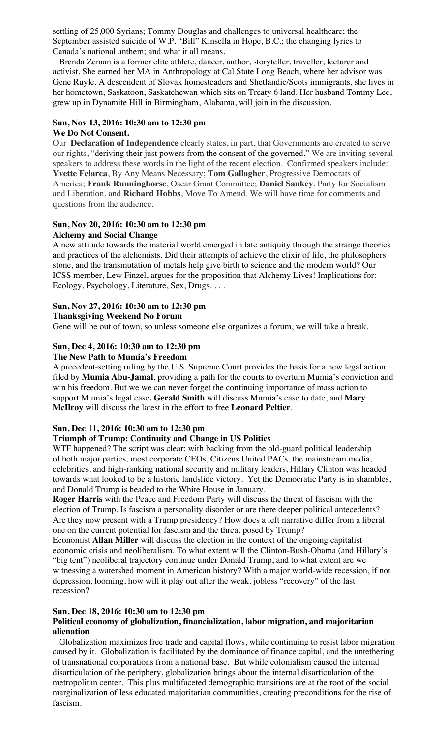settling of 25,000 Syrians; Tommy Douglas and challenges to universal healthcare; the September assisted suicide of W.P. "Bill" Kinsella in Hope, B.C.; the changing lyrics to Canada's national anthem; and what it all means.

Brenda Zeman is a former elite athlete, dancer, author, storyteller, traveller, lecturer and activist. She earned her MA in Anthropology at Cal State Long Beach, where her advisor was Gene Ruyle. A descendent of Slovak homesteaders and Shetlandic/Scots immigrants, she lives in her hometown, Saskatoon, Saskatchewan which sits on Treaty 6 land. Her husband Tommy Lee, grew up in Dynamite Hill in Birmingham, Alabama, will join in the discussion.

**Sun, Nov 13, 2016: 10:30 am to 12:30 pm**
**We Do Not Consent.**

Our **Declaration of Independence** clearly states, in part, that Governments are created to serve our rights, "deriving their just powers from the consent of the governed." We are inviting several speakers to address these words in the light of the recent election. Confirmed speakers include: **Yvette Felarca**, By Any Means Necessary; **Tom Gallagher**, Progressive Democrats of America; **Frank Runninghorse**, Oscar Grant Committee; **Daniel Sankey**, Party for Socialism and Liberation, and **Richard Hobbs**, Move To Amend. We will have time for comments and questions from the audience.

**Sun, Nov 20, 2016: 10:30 am to 12:30 pm**
**Alchemy and Social Change**

A new attitude towards the material world emerged in late antiquity through the strange theories and practices of the alchemists. Did their attempts of achieve the elixir of life, the philosophers stone, and the transmutation of metals help give birth to science and the modern world? Our ICSS member, Lew Finzel, argues for the proposition that Alchemy Lives! Implications for: Ecology, Psychology, Literature, Sex, Drugs. . . .

**Sun, Nov 27, 2016: 10:30 am to 12:30 pm**
**Thanksgiving Weekend No Forum**

Gene will be out of town, so unless someone else organizes a forum, we will take a break.

**Sun, Dec 4, 2016: 10:30 am to 12:30 pm**
**The New Path to Mumia's Freedom**

A precedent-setting ruling by the U.S. Supreme Court provides the basis for a new legal action filed by **Mumia Abu-Jamal**, providing a path for the courts to overturn Mumia's conviction and win his freedom. But we we can never forget the continuing importance of mass action to support Mumia's legal case**. Gerald Smith** will discuss Mumia's case to date, and **Mary McIlroy** will discuss the latest in the effort to free **Leonard Peltier**.

**Sun, Dec 11, 2016: 10:30 am to 12:30 pm**
**Triumph of Trump: Continuity and Change in US Politics**

WTF happened? The script was clear: with backing from the old-guard political leadership of both major parties, most corporate CEOs, Citizens United PACs, the mainstream media, celebrities, and high-ranking national security and military leaders, Hillary Clinton was headed towards what looked to be a historic landslide victory. Yet the Democratic Party is in shambles, and Donald Trump is headed to the White House in January.

**Roger Harris** with the Peace and Freedom Party will discuss the threat of fascism with the election of Trump. Is fascism a personality disorder or are there deeper political antecedents? Are they now present with a Trump presidency? How does a left narrative differ from a liberal one on the current potential for fascism and the threat posed by Trump?

Economist **Allan Miller** will discuss the election in the context of the ongoing capitalist economic crisis and neoliberalism. To what extent will the Clinton-Bush-Obama (and Hillary's "big tent") neoliberal trajectory continue under Donald Trump, and to what extent are we witnessing a watershed moment in American history? With a major world-wide recession, if not depression, looming, how will it play out after the weak, jobless "recovery" of the last recession?

**Sun, Dec 18, 2016: 10:30 am to 12:30 pm**
**Political economy of globalization, financialization, labor migration, and majoritarian alienation**

Globalization maximizes free trade and capital flows, while continuing to resist labor migration caused by it. Globalization is facilitated by the dominance of finance capital, and the untethering of transnational corporations from a national base. But while colonialism caused the internal disarticulation of the periphery, globalization brings about the internal disarticulation of the metropolitan center. This plus multifaceted demographic transitions are at the root of the social marginalization of less educated majoritarian communities, creating preconditions for the rise of fascism.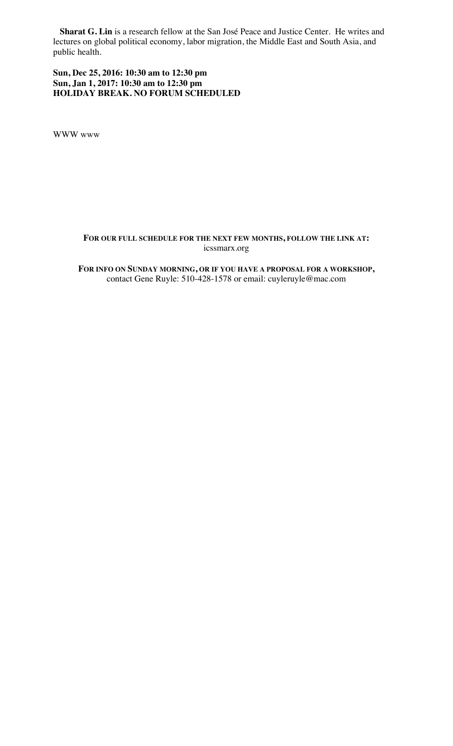**Sharat G. Lin** is a research fellow at the San José Peace and Justice Center. He writes and lectures on global political economy, labor migration, the Middle East and South Asia, and public health.

**Sun, Dec 25, 2016: 10:30 am to 12:30 pm**
**Sun, Jan 1, 2017: 10:30 am to 12:30 pm**
**HOLIDAY BREAK. NO FORUM SCHEDULED**

WWW www

**FOR OUR FULL SCHEDULE FOR THE NEXT FEW MONTHS, FOLLOW THE LINK AT:**
icssmarx.org

**FOR INFO ON SUNDAY MORNING, OR IF YOU HAVE A PROPOSAL FOR A WORKSHOP,**
contact Gene Ruyle: 510-428-1578 or email: cuyleruyle@mac.com